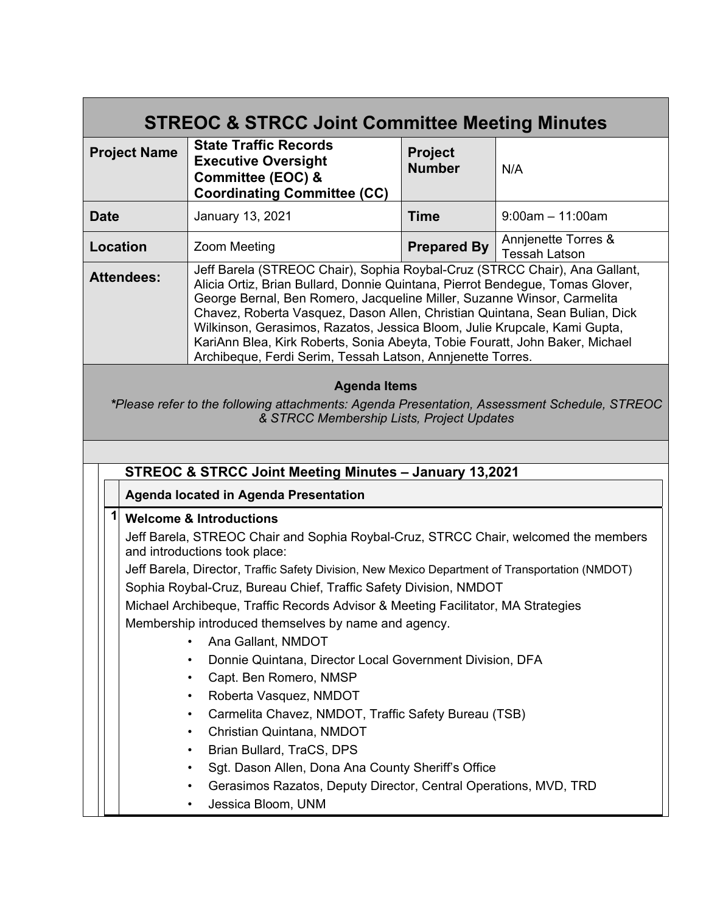# STREOC & STRCC Joint Committee Meeting Minutes

| **Project Name** | **State Traffic Records Executive Oversight Committee (EOC) & Coordinating Committee (CC)** | **Project Number** | N/A |
|---|---|---|---|
| **Date** | January 13, 2021 | **Time** | 9:00am – 11:00am |
| **Location** | Zoom Meeting | **Prepared By** | Annjenette Torres & Tessah Latson |
| **Attendees:** | Jeff Barela (STREOC Chair), Sophia Roybal-Cruz (STRCC Chair), Ana Gallant, Alicia Ortiz, Brian Bullard, Donnie Quintana, Pierrot Bendegue, Tomas Glover, George Bernal, Ben Romero, Jacqueline Miller, Suzanne Winsor, Carmelita Chavez, Roberta Vasquez, Dason Allen, Christian Quintana, Sean Bulian, Dick Wilkinson, Gerasimos, Razatos, Jessica Bloom, Julie Krupcale, Kami Gupta, KariAnn Blea, Kirk Roberts, Sonia Abeyta, Tobie Fouratt, John Baker, Michael Archibeque, Ferdi Serim, Tessah Latson, Annjenette Torres. | | |

**Agenda Items**

***Please refer to the following attachments: Agenda Presentation, Assessment Schedule, STREOC & STRCC Membership Lists, Project Updates***

## STREOC & STRCC Joint Meeting Minutes – January 13,2021

**Agenda located in Agenda Presentation**

### 1 Welcome & Introductions

Jeff Barela, STREOC Chair and Sophia Roybal-Cruz, STRCC Chair, welcomed the members and introductions took place:

Jeff Barela, Director, Traffic Safety Division, New Mexico Department of Transportation (NMDOT)

Sophia Roybal-Cruz, Bureau Chief, Traffic Safety Division, NMDOT

Michael Archibeque, Traffic Records Advisor & Meeting Facilitator, MA Strategies

Membership introduced themselves by name and agency.

- Ana Gallant, NMDOT
- Donnie Quintana, Director Local Government Division, DFA
- Capt. Ben Romero, NMSP
- Roberta Vasquez, NMDOT
- Carmelita Chavez, NMDOT, Traffic Safety Bureau (TSB)
- Christian Quintana, NMDOT
- Brian Bullard, TraCS, DPS
- Sgt. Dason Allen, Dona Ana County Sheriff's Office
- Gerasimos Razatos, Deputy Director, Central Operations, MVD, TRD
- Jessica Bloom, UNM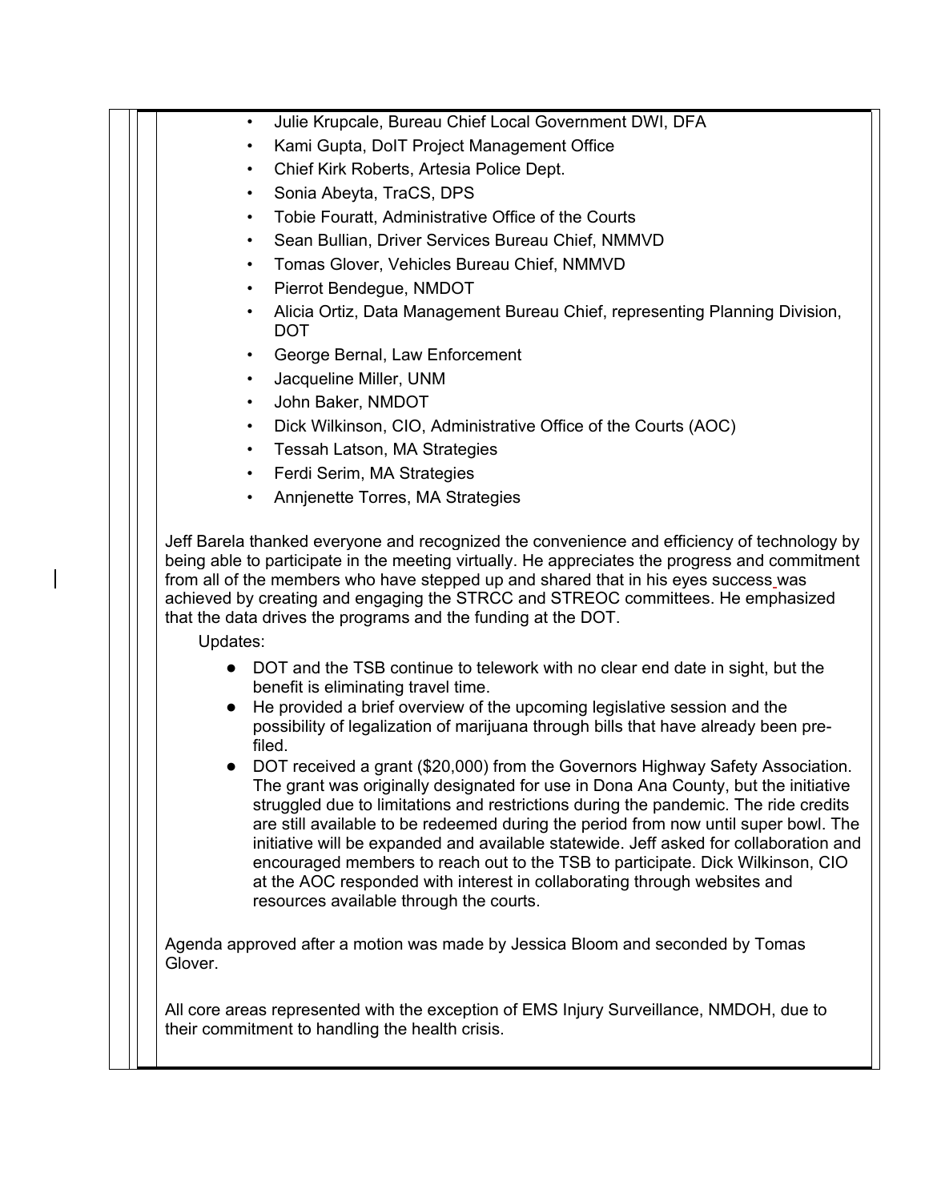- Julie Krupcale, Bureau Chief Local Government DWI, DFA
- Kami Gupta, DoIT Project Management Office
- Chief Kirk Roberts, Artesia Police Dept.
- Sonia Abeyta, TraCS, DPS
- Tobie Fouratt, Administrative Office of the Courts
- Sean Bullian, Driver Services Bureau Chief, NMMVD
- Tomas Glover, Vehicles Bureau Chief, NMMVD
- Pierrot Bendegue, NMDOT
- Alicia Ortiz, Data Management Bureau Chief, representing Planning Division, DOT
- George Bernal, Law Enforcement
- Jacqueline Miller, UNM
- John Baker, NMDOT
- Dick Wilkinson, CIO, Administrative Office of the Courts (AOC)
- Tessah Latson, MA Strategies
- Ferdi Serim, MA Strategies
- Annjenette Torres, MA Strategies

Jeff Barela thanked everyone and recognized the convenience and efficiency of technology by being able to participate in the meeting virtually. He appreciates the progress and commitment from all of the members who have stepped up and shared that in his eyes success was achieved by creating and engaging the STRCC and STREOC committees. He emphasized that the data drives the programs and the funding at the DOT.

Updates:

- DOT and the TSB continue to telework with no clear end date in sight, but the benefit is eliminating travel time.
- He provided a brief overview of the upcoming legislative session and the possibility of legalization of marijuana through bills that have already been pre-filed.
- DOT received a grant ($20,000) from the Governors Highway Safety Association. The grant was originally designated for use in Dona Ana County, but the initiative struggled due to limitations and restrictions during the pandemic. The ride credits are still available to be redeemed during the period from now until super bowl. The initiative will be expanded and available statewide. Jeff asked for collaboration and encouraged members to reach out to the TSB to participate. Dick Wilkinson, CIO at the AOC responded with interest in collaborating through websites and resources available through the courts.

Agenda approved after a motion was made by Jessica Bloom and seconded by Tomas Glover.

All core areas represented with the exception of EMS Injury Surveillance, NMDOH, due to their commitment to handling the health crisis.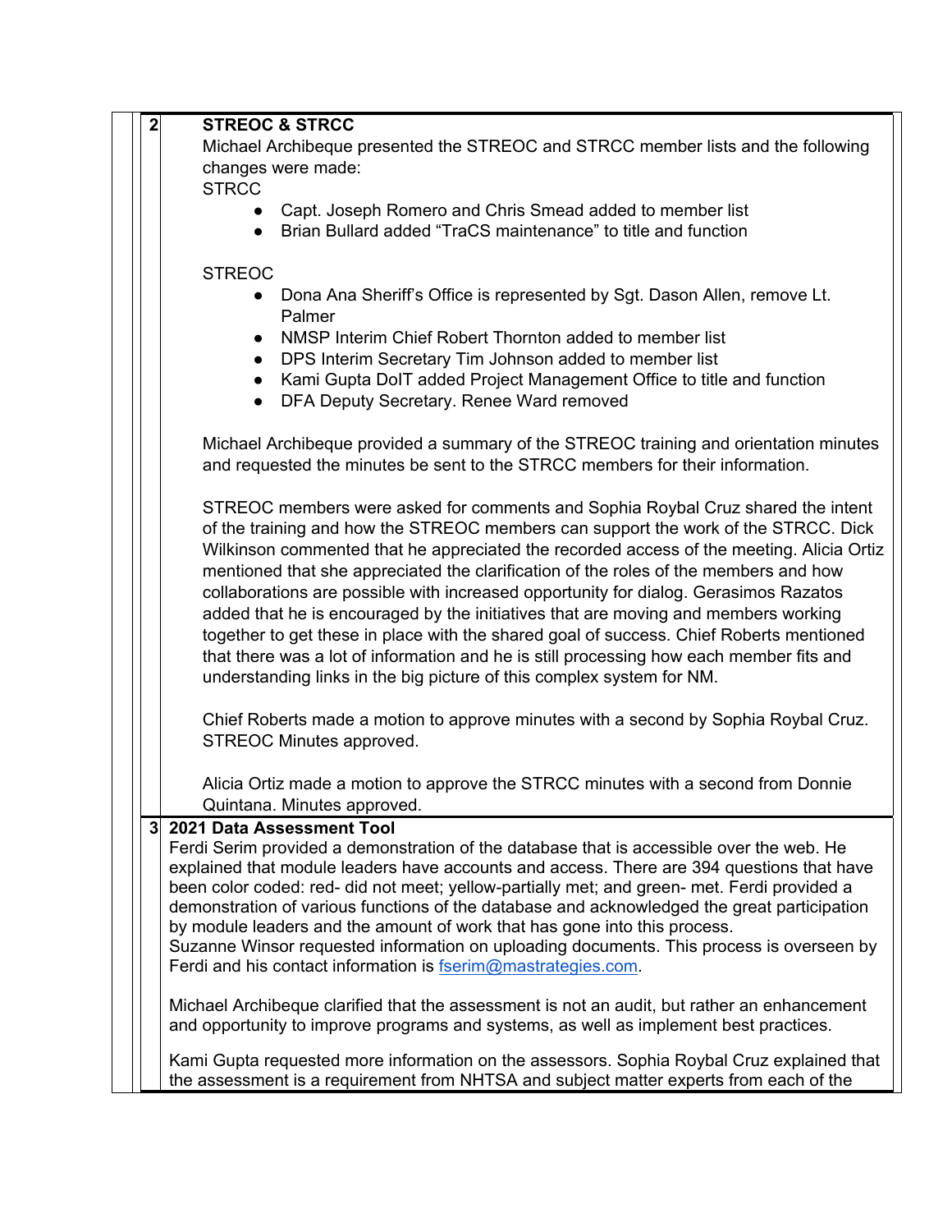| | |
|---|---|
| 2 | **STREOC & STRCC**<br>Michael Archibeque presented the STREOC and STRCC member lists and the following changes were made:<br>STRCC<br>● Capt. Joseph Romero and Chris Smead added to member list<br>● Brian Bullard added "TraCS maintenance" to title and function<br><br>STREOC<br>● Dona Ana Sheriff's Office is represented by Sgt. Dason Allen, remove Lt. Palmer<br>● NMSP Interim Chief Robert Thornton added to member list<br>● DPS Interim Secretary Tim Johnson added to member list<br>● Kami Gupta DoIT added Project Management Office to title and function<br>● DFA Deputy Secretary. Renee Ward removed<br><br>Michael Archibeque provided a summary of the STREOC training and orientation minutes and requested the minutes be sent to the STRCC members for their information.<br><br>STREOC members were asked for comments and Sophia Roybal Cruz shared the intent of the training and how the STREOC members can support the work of the STRCC. Dick Wilkinson commented that he appreciated the recorded access of the meeting. Alicia Ortiz mentioned that she appreciated the clarification of the roles of the members and how collaborations are possible with increased opportunity for dialog. Gerasimos Razatos added that he is encouraged by the initiatives that are moving and members working together to get these in place with the shared goal of success. Chief Roberts mentioned that there was a lot of information and he is still processing how each member fits and understanding links in the big picture of this complex system for NM.<br><br>Chief Roberts made a motion to approve minutes with a second by Sophia Roybal Cruz. STREOC Minutes approved.<br><br>Alicia Ortiz made a motion to approve the STRCC minutes with a second from Donnie Quintana. Minutes approved. |
| 3 | **2021 Data Assessment Tool**<br>Ferdi Serim provided a demonstration of the database that is accessible over the web. He explained that module leaders have accounts and access. There are 394 questions that have been color coded: red- did not meet; yellow-partially met; and green- met. Ferdi provided a demonstration of various functions of the database and acknowledged the great participation by module leaders and the amount of work that has gone into this process.<br>Suzanne Winsor requested information on uploading documents. This process is overseen by Ferdi and his contact information is fserim@mastrategies.com.<br><br>Michael Archibeque clarified that the assessment is not an audit, but rather an enhancement and opportunity to improve programs and systems, as well as implement best practices.<br><br>Kami Gupta requested more information on the assessors. Sophia Roybal Cruz explained that the assessment is a requirement from NHTSA and subject matter experts from each of the |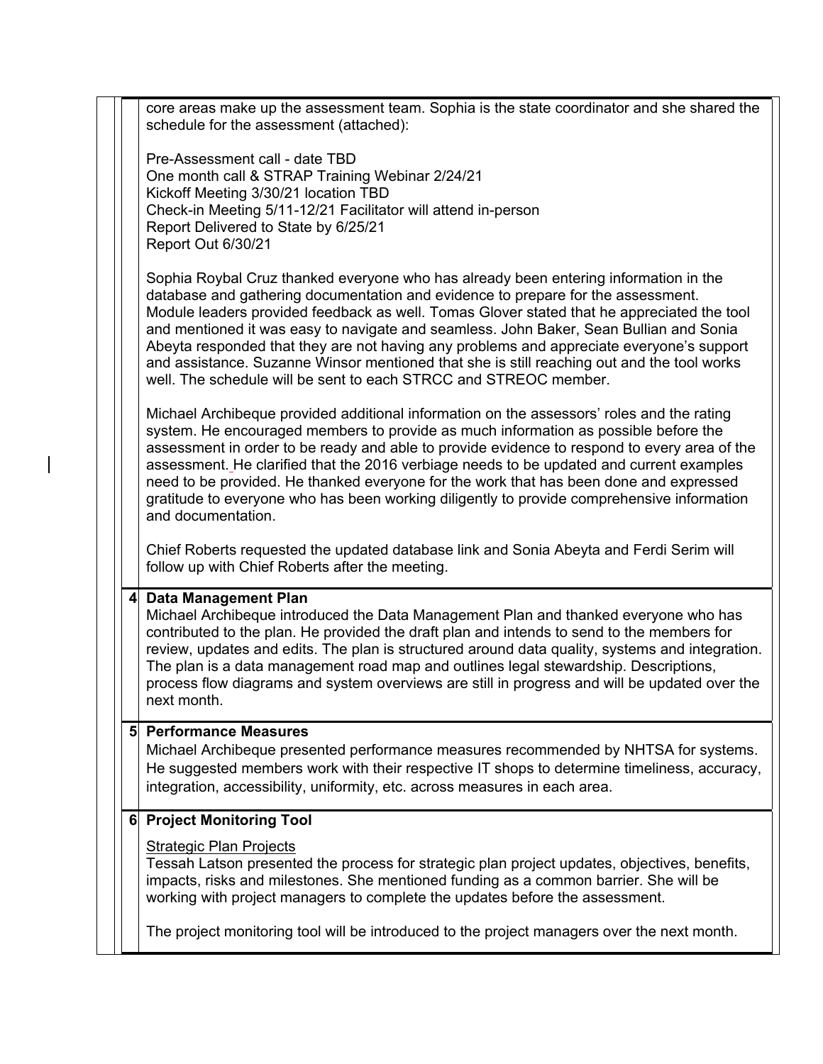core areas make up the assessment team. Sophia is the state coordinator and she shared the schedule for the assessment (attached):

Pre-Assessment call - date TBD
One month call & STRAP Training Webinar 2/24/21
Kickoff Meeting 3/30/21 location TBD
Check-in Meeting 5/11-12/21 Facilitator will attend in-person
Report Delivered to State by 6/25/21
Report Out 6/30/21

Sophia Roybal Cruz thanked everyone who has already been entering information in the database and gathering documentation and evidence to prepare for the assessment. Module leaders provided feedback as well. Tomas Glover stated that he appreciated the tool and mentioned it was easy to navigate and seamless. John Baker, Sean Bullian and Sonia Abeyta responded that they are not having any problems and appreciate everyone's support and assistance. Suzanne Winsor mentioned that she is still reaching out and the tool works well. The schedule will be sent to each STRCC and STREOC member.

Michael Archibeque provided additional information on the assessors' roles and the rating system. He encouraged members to provide as much information as possible before the assessment in order to be ready and able to provide evidence to respond to every area of the assessment. He clarified that the 2016 verbiage needs to be updated and current examples need to be provided. He thanked everyone for the work that has been done and expressed gratitude to everyone who has been working diligently to provide comprehensive information and documentation.

Chief Roberts requested the updated database link and Sonia Abeyta and Ferdi Serim will follow up with Chief Roberts after the meeting.

## 4 Data Management Plan

Michael Archibeque introduced the Data Management Plan and thanked everyone who has contributed to the plan. He provided the draft plan and intends to send to the members for review, updates and edits. The plan is structured around data quality, systems and integration. The plan is a data management road map and outlines legal stewardship. Descriptions, process flow diagrams and system overviews are still in progress and will be updated over the next month.

## 5 Performance Measures

Michael Archibeque presented performance measures recommended by NHTSA for systems. He suggested members work with their respective IT shops to determine timeliness, accuracy, integration, accessibility, uniformity, etc. across measures in each area.

## 6 Project Monitoring Tool

Strategic Plan Projects

Tessah Latson presented the process for strategic plan project updates, objectives, benefits, impacts, risks and milestones. She mentioned funding as a common barrier. She will be working with project managers to complete the updates before the assessment.

The project monitoring tool will be introduced to the project managers over the next month.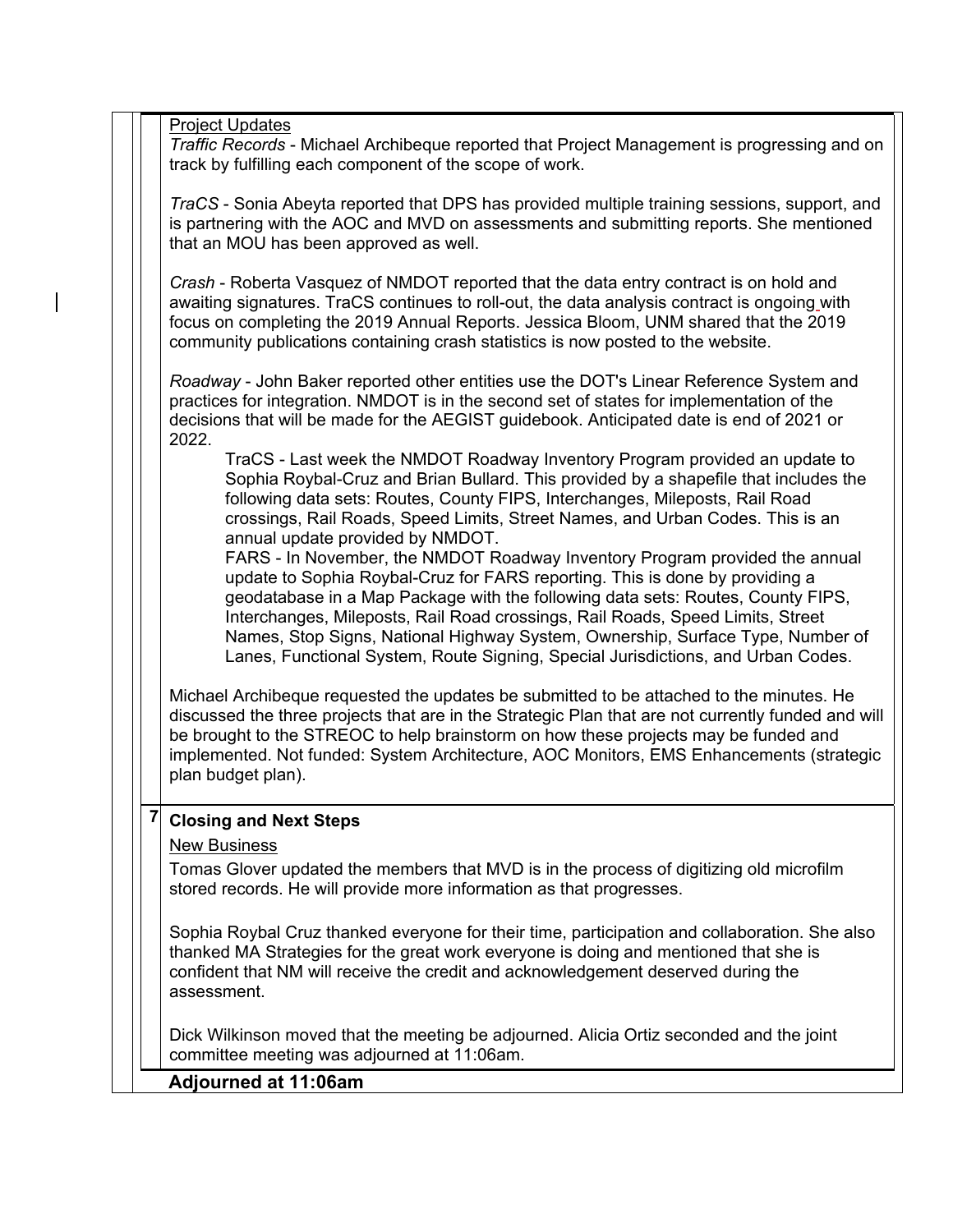Project Updates

*Traffic Records* - Michael Archibeque reported that Project Management is progressing and on track by fulfilling each component of the scope of work.

*TraCS* - Sonia Abeyta reported that DPS has provided multiple training sessions, support, and is partnering with the AOC and MVD on assessments and submitting reports. She mentioned that an MOU has been approved as well.

*Crash* - Roberta Vasquez of NMDOT reported that the data entry contract is on hold and awaiting signatures. TraCS continues to roll-out, the data analysis contract is ongoing with focus on completing the 2019 Annual Reports. Jessica Bloom, UNM shared that the 2019 community publications containing crash statistics is now posted to the website.

*Roadway* - John Baker reported other entities use the DOT's Linear Reference System and practices for integration. NMDOT is in the second set of states for implementation of the decisions that will be made for the AEGIST guidebook. Anticipated date is end of 2021 or 2022.

> TraCS - Last week the NMDOT Roadway Inventory Program provided an update to Sophia Roybal-Cruz and Brian Bullard. This provided by a shapefile that includes the following data sets: Routes, County FIPS, Interchanges, Mileposts, Rail Road crossings, Rail Roads, Speed Limits, Street Names, and Urban Codes. This is an annual update provided by NMDOT.
>
> FARS - In November, the NMDOT Roadway Inventory Program provided the annual update to Sophia Roybal-Cruz for FARS reporting. This is done by providing a geodatabase in a Map Package with the following data sets: Routes, County FIPS, Interchanges, Mileposts, Rail Road crossings, Rail Roads, Speed Limits, Street Names, Stop Signs, National Highway System, Ownership, Surface Type, Number of Lanes, Functional System, Route Signing, Special Jurisdictions, and Urban Codes.

Michael Archibeque requested the updates be submitted to be attached to the minutes. He discussed the three projects that are in the Strategic Plan that are not currently funded and will be brought to the STREOC to help brainstorm on how these projects may be funded and implemented. Not funded: System Architecture, AOC Monitors, EMS Enhancements (strategic plan budget plan).

## 7 Closing and Next Steps

New Business

Tomas Glover updated the members that MVD is in the process of digitizing old microfilm stored records. He will provide more information as that progresses.

Sophia Roybal Cruz thanked everyone for their time, participation and collaboration. She also thanked MA Strategies for the great work everyone is doing and mentioned that she is confident that NM will receive the credit and acknowledgement deserved during the assessment.

Dick Wilkinson moved that the meeting be adjourned. Alicia Ortiz seconded and the joint committee meeting was adjourned at 11:06am.

**Adjourned at 11:06am**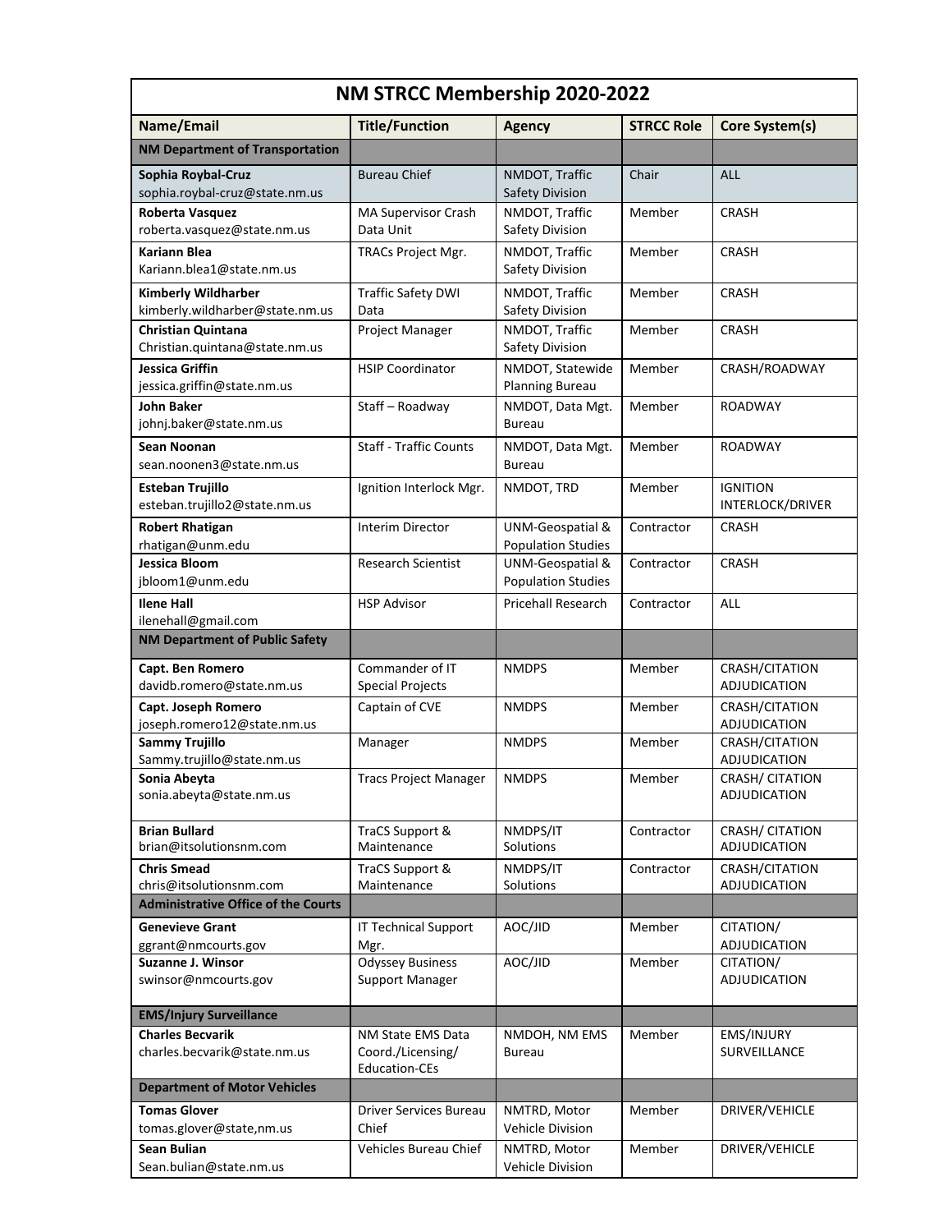| NM STRCC Membership 2020-2022 | | | | |
|---|---|---|---|---|
| **Name/Email** | **Title/Function** | **Agency** | **STRCC Role** | **Core System(s)** |
| **NM Department of Transportation** | | | | |
| **Sophia Roybal-Cruz** sophia.roybal-cruz@state.nm.us | Bureau Chief | NMDOT, Traffic Safety Division | Chair | ALL |
| **Roberta Vasquez** roberta.vasquez@state.nm.us | MA Supervisor Crash Data Unit | NMDOT, Traffic Safety Division | Member | CRASH |
| **Kariann Blea** Kariann.blea1@state.nm.us | TRACs Project Mgr. | NMDOT, Traffic Safety Division | Member | CRASH |
| **Kimberly Wildharber** kimberly.wildharber@state.nm.us | Traffic Safety DWI Data | NMDOT, Traffic Safety Division | Member | CRASH |
| **Christian Quintana** Christian.quintana@state.nm.us | Project Manager | NMDOT, Traffic Safety Division | Member | CRASH |
| **Jessica Griffin** jessica.griffin@state.nm.us | HSIP Coordinator | NMDOT, Statewide Planning Bureau | Member | CRASH/ROADWAY |
| **John Baker** johnj.baker@state.nm.us | Staff – Roadway | NMDOT, Data Mgt. Bureau | Member | ROADWAY |
| **Sean Noonan** sean.noonen3@state.nm.us | Staff - Traffic Counts | NMDOT, Data Mgt. Bureau | Member | ROADWAY |
| **Esteban Trujillo** esteban.trujillo2@state.nm.us | Ignition Interlock Mgr. | NMDOT, TRD | Member | IGNITION INTERLOCK/DRIVER |
| **Robert Rhatigan** rhatigan@unm.edu | Interim Director | UNM-Geospatial & Population Studies | Contractor | CRASH |
| **Jessica Bloom** jbloom1@unm.edu | Research Scientist | UNM-Geospatial & Population Studies | Contractor | CRASH |
| **Ilene Hall** ilenehall@gmail.com | HSP Advisor | Pricehall Research | Contractor | ALL |
| **NM Department of Public Safety** | | | | |
| **Capt. Ben Romero** davidb.romero@state.nm.us | Commander of IT Special Projects | NMDPS | Member | CRASH/CITATION ADJUDICATION |
| **Capt. Joseph Romero** joseph.romero12@state.nm.us | Captain of CVE | NMDPS | Member | CRASH/CITATION ADJUDICATION |
| **Sammy Trujillo** Sammy.trujillo@state.nm.us | Manager | NMDPS | Member | CRASH/CITATION ADJUDICATION |
| **Sonia Abeyta** sonia.abeyta@state.nm.us | Tracs Project Manager | NMDPS | Member | CRASH/ CITATION ADJUDICATION |
| **Brian Bullard** brian@itsolutionsnm.com | TraCS Support & Maintenance | NMDPS/IT Solutions | Contractor | CRASH/ CITATION ADJUDICATION |
| **Chris Smead** chris@itsolutionsnm.com | TraCS Support & Maintenance | NMDPS/IT Solutions | Contractor | CRASH/CITATION ADJUDICATION |
| **Administrative Office of the Courts** | | | | |
| **Genevieve Grant** ggrant@nmcourts.gov | IT Technical Support Mgr. | AOC/JID | Member | CITATION/ ADJUDICATION |
| **Suzanne J. Winsor** swinsor@nmcourts.gov | Odyssey Business Support Manager | AOC/JID | Member | CITATION/ ADJUDICATION |
| **EMS/Injury Surveillance** | | | | |
| **Charles Becvarik** charles.becvarik@state.nm.us | NM State EMS Data Coord./Licensing/ Education-CEs | NMDOH, NM EMS Bureau | Member | EMS/INJURY SURVEILLANCE |
| **Department of Motor Vehicles** | | | | |
| **Tomas Glover** tomas.glover@state,nm.us | Driver Services Bureau Chief | NMTRD, Motor Vehicle Division | Member | DRIVER/VEHICLE |
| **Sean Bulian** Sean.bulian@state.nm.us | Vehicles Bureau Chief | NMTRD, Motor Vehicle Division | Member | DRIVER/VEHICLE |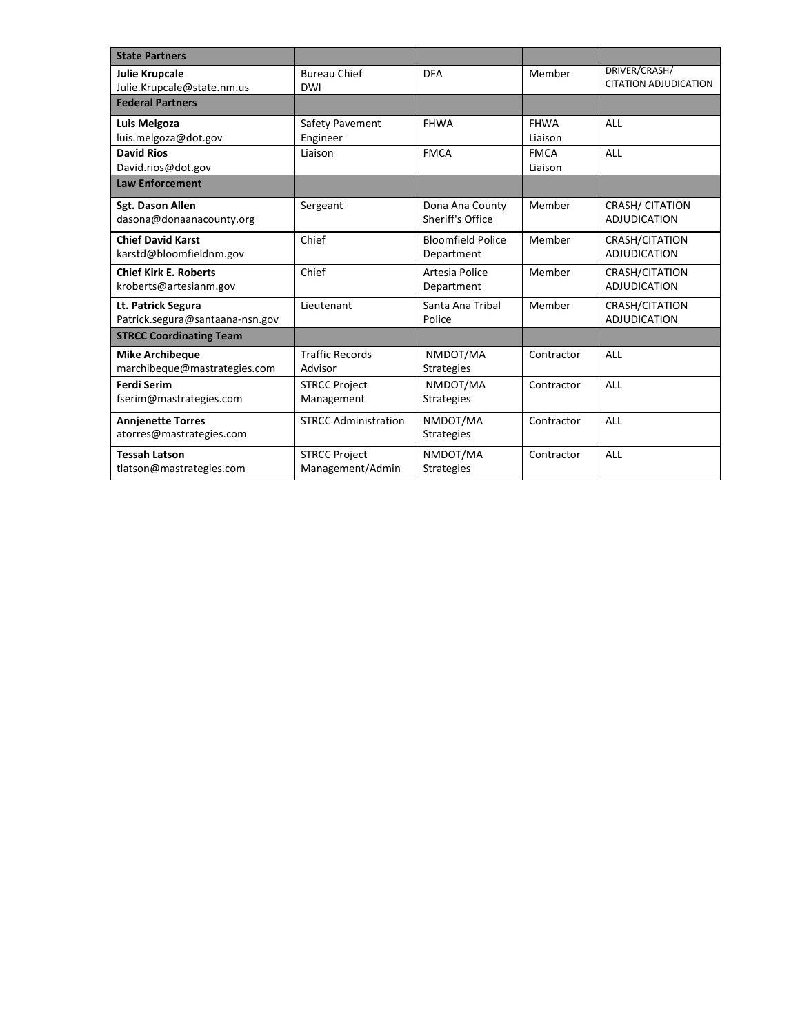| State Partners | | | | |
|---|---|---|---|---|
| **Julie Krupcale** Julie.Krupcale@state.nm.us | Bureau Chief DWI | DFA | Member | DRIVER/CRASH/ CITATION ADJUDICATION |
| **Federal Partners** | | | | |
| **Luis Melgoza** luis.melgoza@dot.gov | Safety Pavement Engineer | FHWA | FHWA Liaison | ALL |
| **David Rios** David.rios@dot.gov | Liaison | FMCA | FMCA Liaison | ALL |
| **Law Enforcement** | | | | |
| **Sgt. Dason Allen** dasona@donaanacounty.org | Sergeant | Dona Ana County Sheriff's Office | Member | CRASH/ CITATION ADJUDICATION |
| **Chief David Karst** karstd@bloomfieldnm.gov | Chief | Bloomfield Police Department | Member | CRASH/CITATION ADJUDICATION |
| **Chief Kirk E. Roberts** kroberts@artesianm.gov | Chief | Artesia Police Department | Member | CRASH/CITATION ADJUDICATION |
| **Lt. Patrick Segura** Patrick.segura@santaana-nsn.gov | Lieutenant | Santa Ana Tribal Police | Member | CRASH/CITATION ADJUDICATION |
| **STRCC Coordinating Team** | | | | |
| **Mike Archibeque** marchibeque@mastrategies.com | Traffic Records Advisor | NMDOT/MA Strategies | Contractor | ALL |
| **Ferdi Serim** fserim@mastrategies.com | STRCC Project Management | NMDOT/MA Strategies | Contractor | ALL |
| **Annjenette Torres** atorres@mastrategies.com | STRCC Administration | NMDOT/MA Strategies | Contractor | ALL |
| **Tessah Latson** tlatson@mastrategies.com | STRCC Project Management/Admin | NMDOT/MA Strategies | Contractor | ALL |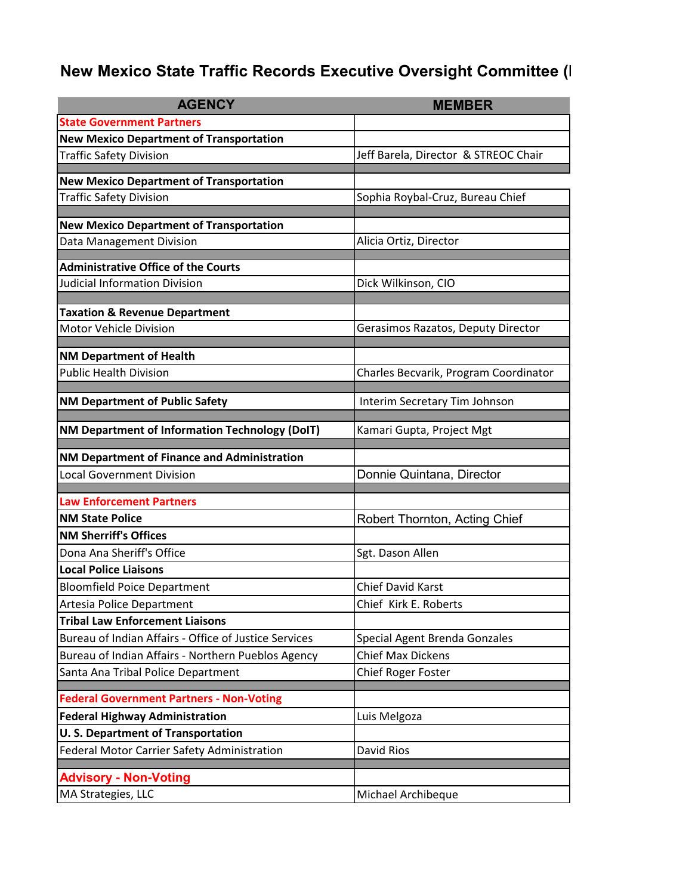# New Mexico State Traffic Records Executive Oversight Committee (

| AGENCY | MEMBER |
|---|---|
| **State Government Partners** | |
| **New Mexico Department of Transportation** | |
| Traffic Safety Division | Jeff Barela, Director & STREOC Chair |
| | |
| **New Mexico Department of Transportation** | |
| Traffic Safety Division | Sophia Roybal-Cruz, Bureau Chief |
| | |
| **New Mexico Department of Transportation** | |
| Data Management Division | Alicia Ortiz, Director |
| | |
| **Administrative Office of the Courts** | |
| Judicial Information Division | Dick Wilkinson, CIO |
| | |
| **Taxation & Revenue Department** | |
| Motor Vehicle Division | Gerasimos Razatos, Deputy Director |
| | |
| **NM Department of Health** | |
| Public Health Division | Charles Becvarik, Program Coordinator |
| | |
| **NM Department of Public Safety** | Interim Secretary Tim Johnson |
| | |
| **NM Department of Information Technology (DoIT)** | Kamari Gupta, Project Mgt |
| | |
| **NM Department of Finance and Administration** | |
| Local Government Division | Donnie Quintana, Director |
| | |
| **Law Enforcement Partners** | |
| **NM State Police** | Robert Thornton, Acting Chief |
| **NM Sherriff's Offices** | |
| Dona Ana Sheriff's Office | Sgt. Dason Allen |
| **Local Police Liaisons** | |
| Bloomfield Poice Department | Chief David Karst |
| Artesia Police Department | Chief Kirk E. Roberts |
| **Tribal Law Enforcement Liaisons** | |
| Bureau of Indian Affairs - Office of Justice Services | Special Agent Brenda Gonzales |
| Bureau of Indian Affairs - Northern Pueblos Agency | Chief Max Dickens |
| Santa Ana Tribal Police Department | Chief Roger Foster |
| | |
| **Federal Government Partners - Non-Voting** | |
| **Federal Highway Administration** | Luis Melgoza |
| **U. S. Department of Transportation** | |
| Federal Motor Carrier Safety Administration | David Rios |
| | |
| **Advisory - Non-Voting** | |
| MA Strategies, LLC | Michael Archibeque |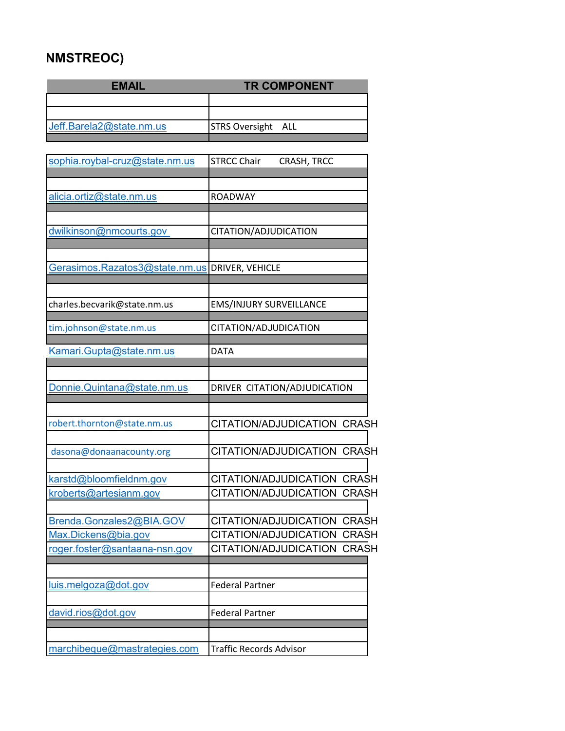## NMSTREOC)

| EMAIL | TR COMPONENT |
|---|---|
| | |
| | |
| Jeff.Barela2@state.nm.us | STRS Oversight ALL |
| | |
| sophia.roybal-cruz@state.nm.us | STRCC Chair CRASH, TRCC |
| | |
| | |
| alicia.ortiz@state.nm.us | ROADWAY |
| | |
| | |
| dwilkinson@nmcourts.gov | CITATION/ADJUDICATION |
| | |
| | |
| Gerasimos.Razatos3@state.nm.us | DRIVER, VEHICLE |
| | |
| | |
| charles.becvarik@state.nm.us | EMS/INJURY SURVEILLANCE |
| | |
| tim.johnson@state.nm.us | CITATION/ADJUDICATION |
| | |
| Kamari.Gupta@state.nm.us | DATA |
| | |
| | |
| Donnie.Quintana@state.nm.us | DRIVER CITATION/ADJUDICATION |
| | |
| | |
| robert.thornton@state.nm.us | CITATION/ADJUDICATION CRASH |
| | |
| dasona@donaanacounty.org | CITATION/ADJUDICATION CRASH |
| | |
| karstd@bloomfieldnm.gov | CITATION/ADJUDICATION CRASH |
| kroberts@artesianm.gov | CITATION/ADJUDICATION CRASH |
| | |
| Brenda.Gonzales2@BIA.GOV | CITATION/ADJUDICATION CRASH |
| Max.Dickens@bia.gov | CITATION/ADJUDICATION CRASH |
| roger.foster@santaana-nsn.gov | CITATION/ADJUDICATION CRASH |
| | |
| | |
| luis.melgoza@dot.gov | Federal Partner |
| | |
| david.rios@dot.gov | Federal Partner |
| | |
| | |
| marchibeque@mastrategies.com | Traffic Records Advisor |